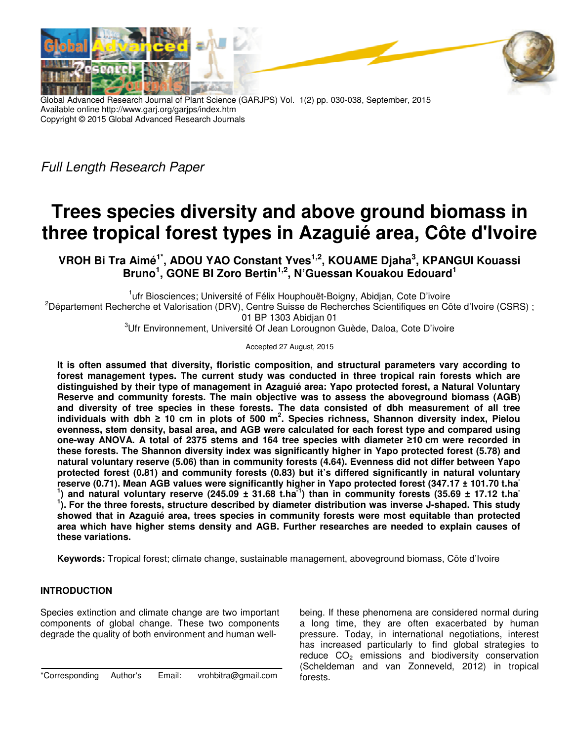*Full Length Research Paper*

# Trees species diversity and above ground biomass in three tropical forest types in Azaguié area, Côte d'Ivoire

**VROH Bi Tra Aimé[1*], ADOU YAO Constant Yves[1,2], KOUAME Djaha[3], KPANGUI Kouassi Bruno[1], GONE BI Zoro Bertin[1,2], N'Guessan Kouakou Edouard[1]**

[1]ufr Biosciences; Université of Félix Houphouët-Boigny, Abidjan, Cote D'ivoire

[2]Département Recherche et Valorisation (DRV), Centre Suisse de Recherches Scientifiques en Côte d'Ivoire (CSRS) ; 01 BP 1303 Abidjan 01

[3]Ufr Environnement, Université Of Jean Lorougnon Guède, Daloa, Cote D'ivoire

Accepted 27 August, 2015

**It is often assumed that diversity, floristic composition, and structural parameters vary according to forest management types. The current study was conducted in three tropical rain forests which are distinguished by their type of management in Azaguié area: Yapo protected forest, a Natural Voluntary Reserve and community forests. The main objective was to assess the aboveground biomass (AGB) and diversity of tree species in these forests. The data consisted of dbh measurement of all tree individuals with dbh ≥ 10 cm in plots of 500 $m^2$. Species richness, Shannon diversity index, Pielou evenness, stem density, basal area, and AGB were calculated for each forest type and compared using one-way ANOVA. A total of 2375 stems and 164 tree species with diameter ≥10 cm were recorded in these forests. The Shannon diversity index was significantly higher in Yapo protected forest (5.78) and natural voluntary reserve (5.06) than in community forests (4.64). Evenness did not differ between Yapo protected forest (0.81) and community forests (0.83) but it's differed significantly in natural voluntary reserve (0.71). Mean AGB values were significantly higher in Yapo protected forest (347.17 ± 101.70 $t.ha^{-1}$) and natural voluntary reserve (245.09 ± 31.68 $t.ha^{-1}$) than in community forests (35.69 ± 17.12 $t.ha^{-1}$). For the three forests, structure described by diameter distribution was inverse J-shaped. This study showed that in Azaguié area, trees species in community forests were most equitable than protected area which have higher stems density and AGB. Further researches are needed to explain causes of these variations.**

**Keywords:** Tropical forest; climate change, sustainable management, aboveground biomass, Côte d'Ivoire

## INTRODUCTION

Species extinction and climate change are two important components of global change. These two components degrade the quality of both environment and human well-being. If these phenomena are considered normal during a long time, they are often exacerbated by human pressure. Today, in international negotiations, interest has increased particularly to find global strategies to reduce $CO_2$ emissions and biodiversity conservation (Scheldeman and van Zonneveld, 2012) in tropical forests.

*Corresponding Author's Email: vrohbitra@gmail.com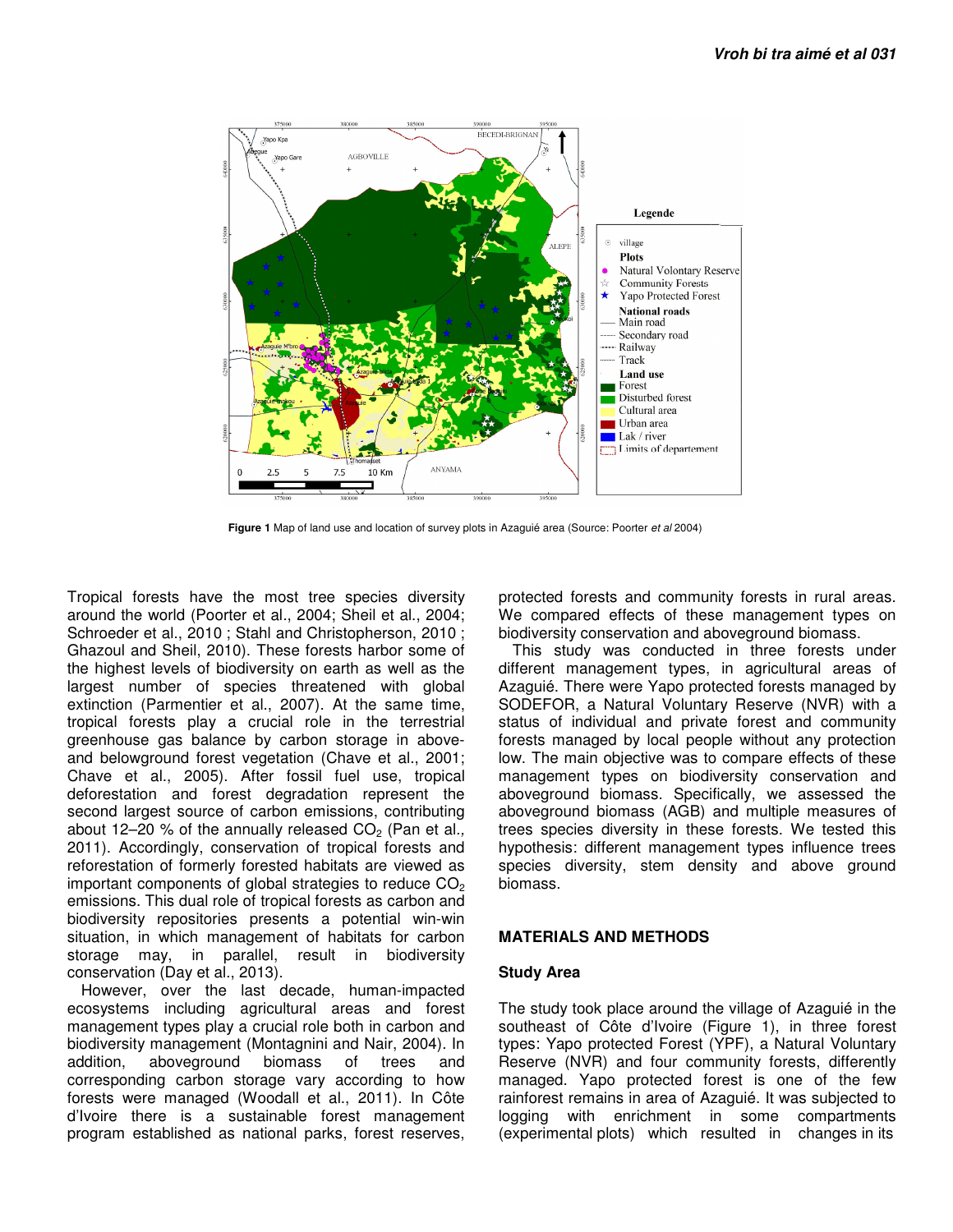Figure 1 Map of land use and location of survey plots in Azaguié area (Source: Poorter *et al* 2004)

Tropical forests have the most tree species diversity around the world (Poorter et al., 2004; Sheil et al., 2004; Schroeder et al., 2010 ; Stahl and Christopherson, 2010 ; Ghazoul and Sheil, 2010). These forests harbor some of the highest levels of biodiversity on earth as well as the largest number of species threatened with global extinction (Parmentier et al., 2007). At the same time, tropical forests play a crucial role in the terrestrial greenhouse gas balance by carbon storage in above- and belowground forest vegetation (Chave et al., 2001; Chave et al., 2005). After fossil fuel use, tropical deforestation and forest degradation represent the second largest source of carbon emissions, contributing about 12–20 % of the annually released $CO_2$ (Pan et al., 2011). Accordingly, conservation of tropical forests and reforestation of formerly forested habitats are viewed as important components of global strategies to reduce $CO_2$ emissions. This dual role of tropical forests as carbon and biodiversity repositories presents a potential win-win situation, in which management of habitats for carbon storage may, in parallel, result in biodiversity conservation (Day et al., 2013).

However, over the last decade, human-impacted ecosystems including agricultural areas and forest management types play a crucial role both in carbon and biodiversity management (Montagnini and Nair, 2004). In addition, aboveground biomass of trees and corresponding carbon storage vary according to how forests were managed (Woodall et al., 2011). In Côte d'Ivoire there is a sustainable forest management program established as national parks, forest reserves, protected forests and community forests in rural areas. We compared effects of these management types on biodiversity conservation and aboveground biomass.

This study was conducted in three forests under different management types, in agricultural areas of Azaguié. There were Yapo protected forests managed by SODEFOR, a Natural Voluntary Reserve (NVR) with a status of individual and private forest and community forests managed by local people without any protection low. The main objective was to compare effects of these management types on biodiversity conservation and aboveground biomass. Specifically, we assessed the aboveground biomass (AGB) and multiple measures of trees species diversity in these forests. We tested this hypothesis: different management types influence trees species diversity, stem density and above ground biomass.

## MATERIALS AND METHODS

### Study Area

The study took place around the village of Azaguié in the southeast of Côte d'Ivoire (Figure 1), in three forest types: Yapo protected Forest (YPF), a Natural Voluntary Reserve (NVR) and four community forests, differently managed. Yapo protected forest is one of the few rainforest remains in area of Azaguié. It was subjected to logging with enrichment in some compartments (experimental plots) which resulted in changes in its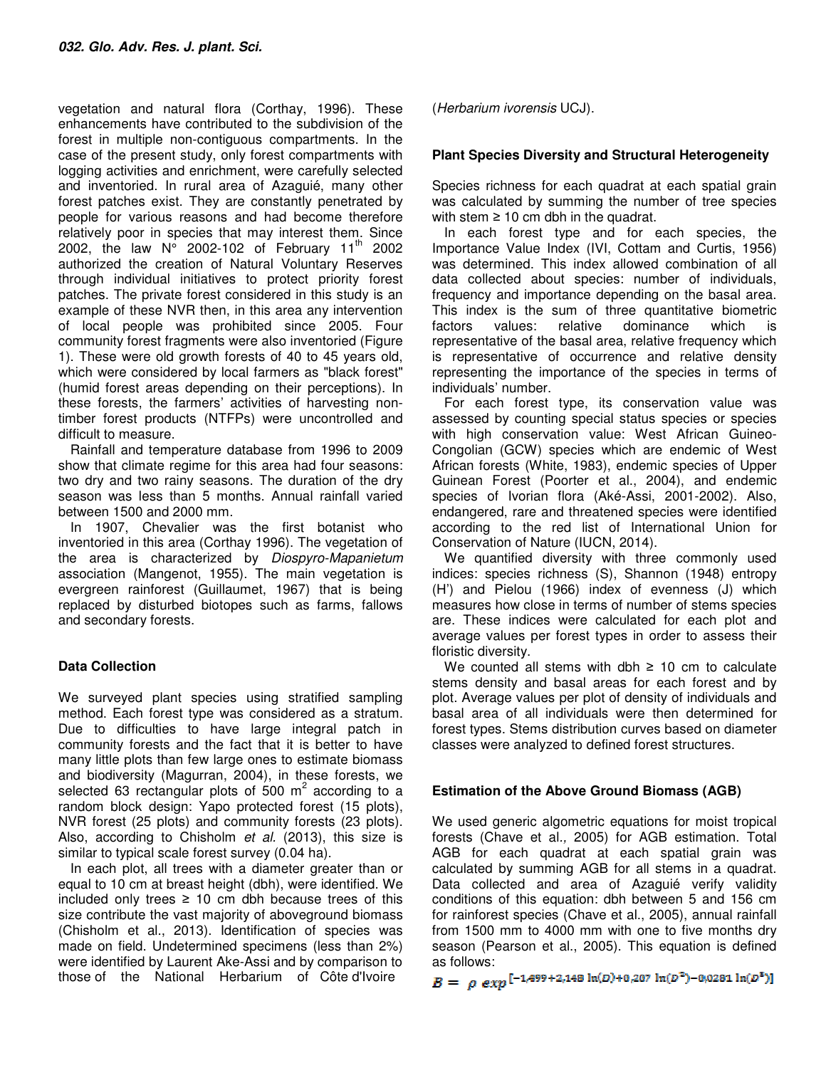vegetation and natural flora (Corthay, 1996). These enhancements have contributed to the subdivision of the forest in multiple non-contiguous compartments. In the case of the present study, only forest compartments with logging activities and enrichment, were carefully selected and inventoried. In rural area of Azaguié, many other forest patches exist. They are constantly penetrated by people for various reasons and had become therefore relatively poor in species that may interest them. Since 2002, the law N° 2002-102 of February 11th 2002 authorized the creation of Natural Voluntary Reserves through individual initiatives to protect priority forest patches. The private forest considered in this study is an example of these NVR then, in this area any intervention of local people was prohibited since 2005. Four community forest fragments were also inventoried (Figure 1). These were old growth forests of 40 to 45 years old, which were considered by local farmers as "black forest" (humid forest areas depending on their perceptions). In these forests, the farmers' activities of harvesting non-timber forest products (NTFPs) were uncontrolled and difficult to measure.

Rainfall and temperature database from 1996 to 2009 show that climate regime for this area had four seasons: two dry and two rainy seasons. The duration of the dry season was less than 5 months. Annual rainfall varied between 1500 and 2000 mm.

In 1907, Chevalier was the first botanist who inventoried in this area (Corthay 1996). The vegetation of the area is characterized by *Diospyro-Mapanietum* association (Mangenot, 1955). The main vegetation is evergreen rainforest (Guillaumet, 1967) that is being replaced by disturbed biotopes such as farms, fallows and secondary forests.

## Data Collection

We surveyed plant species using stratified sampling method. Each forest type was considered as a stratum. Due to difficulties to have large integral patch in community forests and the fact that it is better to have many little plots than few large ones to estimate biomass and biodiversity (Magurran, 2004), in these forests, we selected 63 rectangular plots of 500 m$^2$ according to a random block design: Yapo protected forest (15 plots), NVR forest (25 plots) and community forests (23 plots). Also, according to Chisholm *et al.* (2013), this size is similar to typical scale forest survey (0.04 ha).

In each plot, all trees with a diameter greater than or equal to 10 cm at breast height (dbh), were identified. We included only trees ≥ 10 cm dbh because trees of this size contribute the vast majority of aboveground biomass (Chisholm et al., 2013). Identification of species was made on field. Undetermined specimens (less than 2%) were identified by Laurent Ake-Assi and by comparison to those of the National Herbarium of Côte d'Ivoire (*Herbarium ivorensis* UCJ).

## Plant Species Diversity and Structural Heterogeneity

Species richness for each quadrat at each spatial grain was calculated by summing the number of tree species with stem ≥ 10 cm dbh in the quadrat.

In each forest type and for each species, the Importance Value Index (IVI, Cottam and Curtis, 1956) was determined. This index allowed combination of all data collected about species: number of individuals, frequency and importance depending on the basal area. This index is the sum of three quantitative biometric factors values: relative dominance which is representative of the basal area, relative frequency which is representative of occurrence and relative density representing the importance of the species in terms of individuals' number.

For each forest type, its conservation value was assessed by counting special status species or species with high conservation value: West African Guineo-Congolian (GCW) species which are endemic of West African forests (White, 1983), endemic species of Upper Guinean Forest (Poorter et al., 2004), and endemic species of Ivorian flora (Aké-Assi, 2001-2002). Also, endangered, rare and threatened species were identified according to the red list of International Union for Conservation of Nature (IUCN, 2014).

We quantified diversity with three commonly used indices: species richness (S), Shannon (1948) entropy (H') and Pielou (1966) index of evenness (J) which measures how close in terms of number of stems species are. These indices were calculated for each plot and average values per forest types in order to assess their floristic diversity.

We counted all stems with dbh ≥ 10 cm to calculate stems density and basal areas for each forest and by plot. Average values per plot of density of individuals and basal area of all individuals were then determined for forest types. Stems distribution curves based on diameter classes were analyzed to defined forest structures.

## Estimation of the Above Ground Biomass (AGB)

We used generic algometric equations for moist tropical forests (Chave et al., 2005) for AGB estimation. Total AGB for each quadrat at each spatial grain was calculated by summing AGB for all stems in a quadrat. Data collected and area of Azaguié verify validity conditions of this equation: dbh between 5 and 156 cm for rainforest species (Chave et al., 2005), annual rainfall from 1500 mm to 4000 mm with one to five months dry season (Pearson et al., 2005). This equation is defined as follows:

$$B = \rho \ exp^{[-1{,}499+2{,}148\ \ln(D)+0{,}207\ \ln(D^2)-0{,}0281\ \ln(D^3)]}$$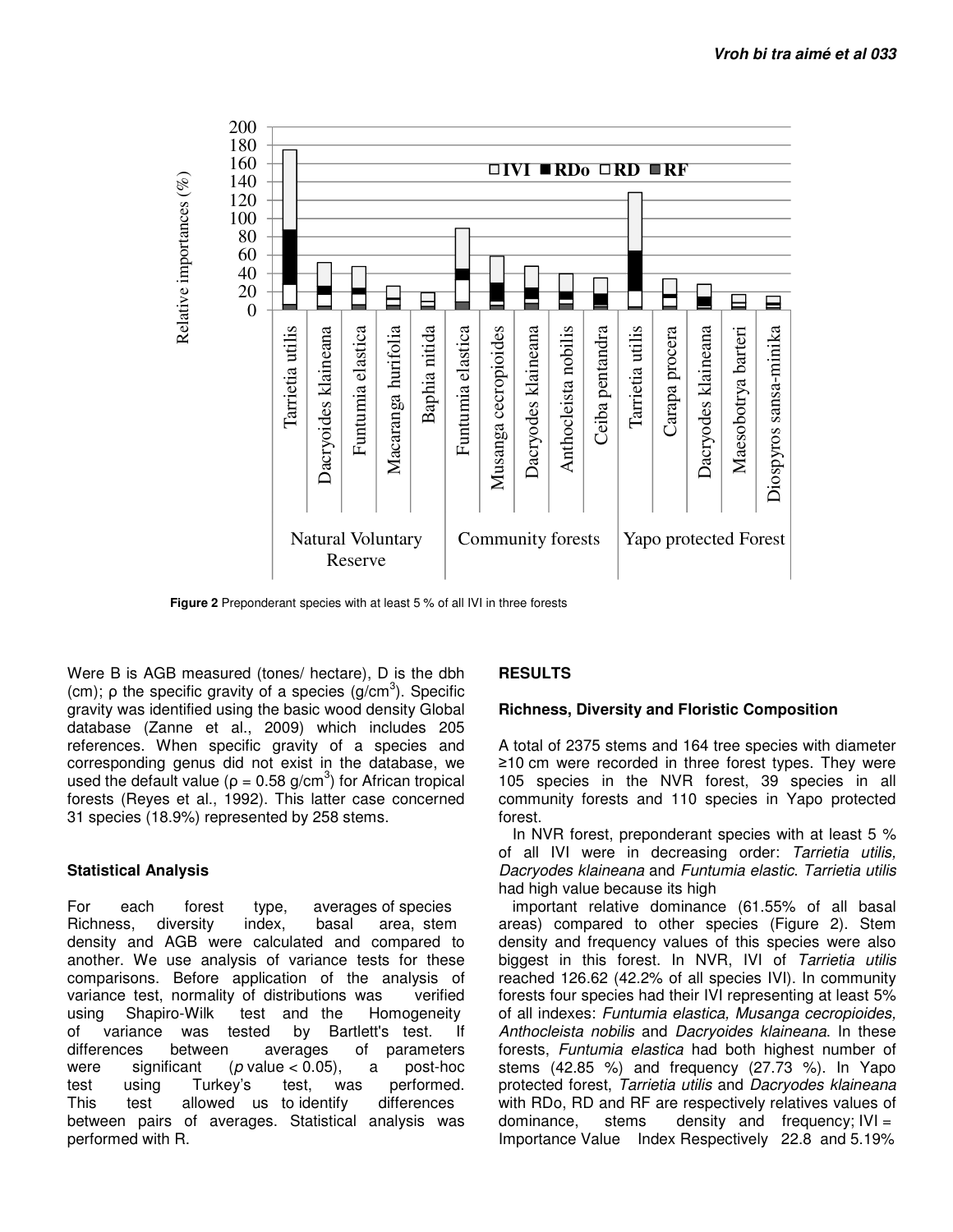Figure 2 Preponderant species with at least 5 % of all IVI in three forests

Were B is AGB measured (tones/ hectare), D is the dbh (cm); ρ the specific gravity of a species (g/cm$^3$). Specific gravity was identified using the basic wood density Global database (Zanne et al., 2009) which includes 205 references. When specific gravity of a species and corresponding genus did not exist in the database, we used the default value (ρ = 0.58 g/cm$^3$) for African tropical forests (Reyes et al., 1992). This latter case concerned 31 species (18.9%) represented by 258 stems.

### Statistical Analysis

For each forest type, averages of species Richness, diversity index, basal area, stem density and AGB were calculated and compared to another. We use analysis of variance tests for these comparisons. Before application of the analysis of variance test, normality of distributions was verified using Shapiro-Wilk test and the Homogeneity of variance was tested by Bartlett's test. If differences between averages of parameters were significant ($p$ value < 0.05), a post-hoc test using Turkey's test, was performed. This test allowed us to identify differences between pairs of averages. Statistical analysis was performed with R.

## RESULTS

### Richness, Diversity and Floristic Composition

A total of 2375 stems and 164 tree species with diameter ≥10 cm were recorded in three forest types. They were 105 species in the NVR forest, 39 species in all community forests and 110 species in Yapo protected forest.

In NVR forest, preponderant species with at least 5 % of all IVI were in decreasing order: *Tarrietia utilis, Dacryodes klaineana* and *Funtumia elastic*. *Tarrietia utilis* had high value because its high

important relative dominance (61.55% of all basal areas) compared to other species (Figure 2). Stem density and frequency values of this species were also biggest in this forest. In NVR, IVI of *Tarrietia utilis* reached 126.62 (42.2% of all species IVI). In community forests four species had their IVI representing at least 5% of all indexes: *Funtumia elastica, Musanga cecropioides, Anthocleista nobilis* and *Dacryoides klaineana*. In these forests, *Funtumia elastica* had both highest number of stems (42.85 %) and frequency (27.73 %). In Yapo protected forest, *Tarrietia utilis* and *Dacryodes klaineana* with RDo, RD and RF are respectively relatives values of dominance, stems density and frequency; IVI = Importance Value Index Respectively 22.8 and 5.19%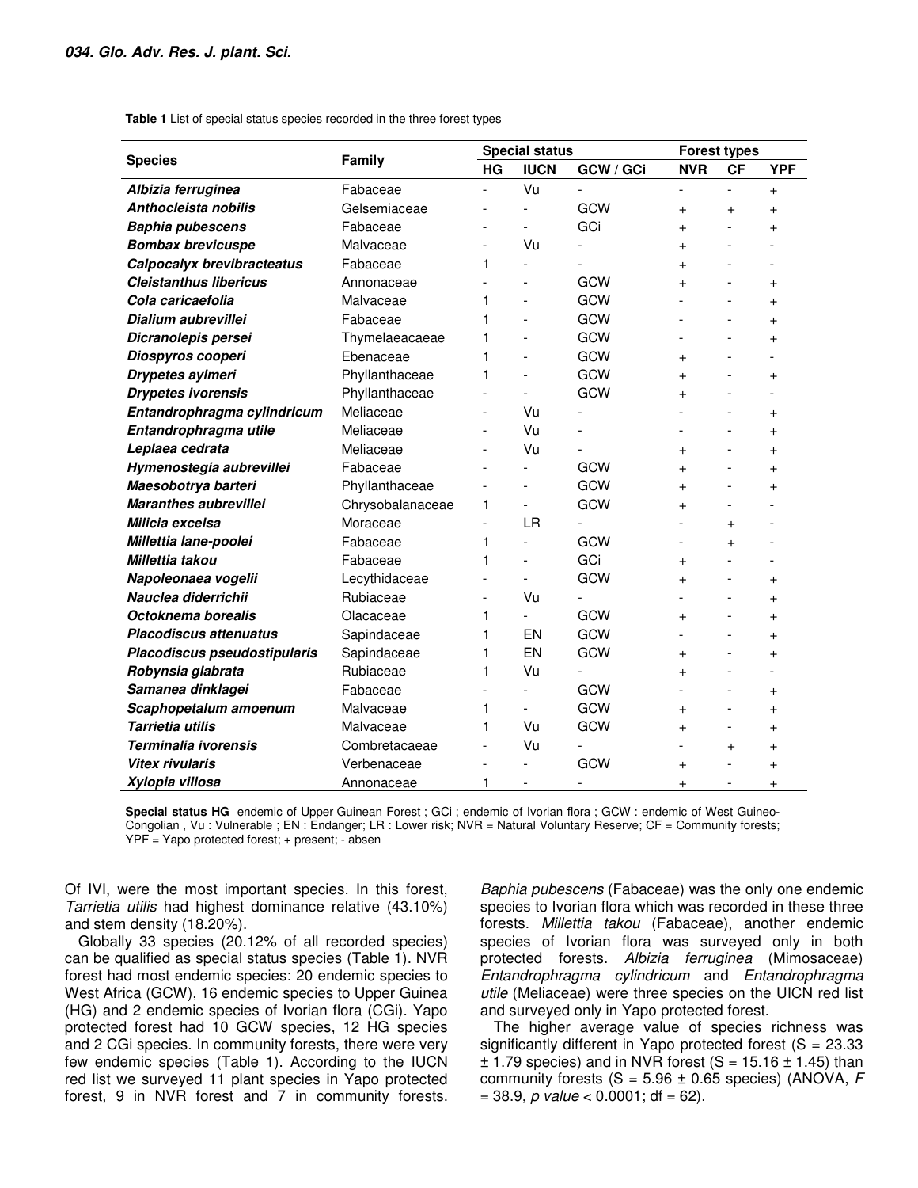**Table 1** List of special status species recorded in the three forest types

| Species | Family | Special status | | | Forest types | | |
|---|---|---|---|---|---|---|---|
| | | HG | IUCN | GCW / GCi | NVR | CF | YPF |
| ***Albizia ferruginea*** | Fabaceae | - | Vu | - | - | - | + |
| ***Anthocleista nobilis*** | Gelsemiaceae | - | - | GCW | + | + | + |
| ***Baphia pubescens*** | Fabaceae | - | - | GCi | + | - | + |
| ***Bombax brevicuspe*** | Malvaceae | - | Vu | - | + | - | - |
| ***Calpocalyx brevibracteatus*** | Fabaceae | 1 | - | - | + | - | - |
| ***Cleistanthus libericus*** | Annonaceae | - | - | GCW | + | - | + |
| ***Cola caricaefolia*** | Malvaceae | 1 | - | GCW | - | - | + |
| ***Dialium aubrevillei*** | Fabaceae | 1 | - | GCW | - | - | + |
| ***Dicranolepis persei*** | Thymelaeacaeae | 1 | - | GCW | - | - | + |
| ***Diospyros cooperi*** | Ebenaceae | 1 | - | GCW | + | - | - |
| ***Drypetes aylmeri*** | Phyllanthaceae | 1 | - | GCW | + | - | + |
| ***Drypetes ivorensis*** | Phyllanthaceae | - | - | GCW | + | - | - |
| ***Entandrophragma cylindricum*** | Meliaceae | - | Vu | - | - | - | + |
| ***Entandrophragma utile*** | Meliaceae | - | Vu | - | - | - | + |
| ***Leplaea cedrata*** | Meliaceae | - | Vu | - | + | - | + |
| ***Hymenostegia aubrevillei*** | Fabaceae | - | - | GCW | + | - | + |
| ***Maesobotrya barteri*** | Phyllanthaceae | - | - | GCW | + | - | + |
| ***Maranthes aubrevillei*** | Chrysobalanaceae | 1 | - | GCW | + | - | - |
| ***Milicia excelsa*** | Moraceae | - | LR | - | - | + | - |
| ***Millettia lane-poolei*** | Fabaceae | 1 | - | GCW | - | + | - |
| ***Millettia takou*** | Fabaceae | 1 | - | GCi | + | - | - |
| ***Napoleonaea vogelii*** | Lecythidaceae | - | - | GCW | + | - | + |
| ***Nauclea diderrichii*** | Rubiaceae | - | Vu | - | - | - | + |
| ***Octoknema borealis*** | Olacaceae | 1 | - | GCW | + | - | + |
| ***Placodiscus attenuatus*** | Sapindaceae | 1 | EN | GCW | - | - | + |
| ***Placodiscus pseudostipularis*** | Sapindaceae | 1 | EN | GCW | + | - | + |
| ***Robynsia glabrata*** | Rubiaceae | 1 | Vu | - | + | - | - |
| ***Samanea dinklagei*** | Fabaceae | - | - | GCW | - | - | + |
| ***Scaphopetalum amoenum*** | Malvaceae | 1 | - | GCW | + | - | + |
| ***Tarrietia utilis*** | Malvaceae | 1 | Vu | GCW | + | - | + |
| ***Terminalia ivorensis*** | Combretacaeae | - | Vu | - | - | + | + |
| ***Vitex rivularis*** | Verbenaceae | - | - | GCW | + | - | + |
| ***Xylopia villosa*** | Annonaceae | 1 | - | - | + | - | + |

**Special status HG** endemic of Upper Guinean Forest ; GCi ; endemic of Ivorian flora ; GCW : endemic of West Guineo-Congolian , Vu : Vulnerable ; EN : Endanger; LR : Lower risk; NVR = Natural Voluntary Reserve; CF = Community forests; YPF = Yapo protected forest; + present; - absen

Of IVI, were the most important species. In this forest, *Tarrietia utilis* had highest dominance relative (43.10%) and stem density (18.20%).

Globally 33 species (20.12% of all recorded species) can be qualified as special status species (Table 1). NVR forest had most endemic species: 20 endemic species to West Africa (GCW), 16 endemic species to Upper Guinea (HG) and 2 endemic species of Ivorian flora (CGi). Yapo protected forest had 10 GCW species, 12 HG species and 2 CGi species. In community forests, there were very few endemic species (Table 1). According to the IUCN red list we surveyed 11 plant species in Yapo protected forest, 9 in NVR forest and 7 in community forests. *Baphia pubescens* (Fabaceae) was the only one endemic species to Ivorian flora which was recorded in these three forests. *Millettia takou* (Fabaceae), another endemic species of Ivorian flora was surveyed only in both protected forests. *Albizia ferruginea* (Mimosaceae) *Entandrophragma cylindricum* and *Entandrophragma utile* (Meliaceae) were three species on the UICN red list and surveyed only in Yapo protected forest.

The higher average value of species richness was significantly different in Yapo protected forest ($S = 23.33 \pm 1.79$ species) and in NVR forest ($S = 15.16 \pm 1.45$) than community forests ($S = 5.96 \pm 0.65$ species) (ANOVA, $F = 38.9$, *p value* $< 0.0001$; df = 62).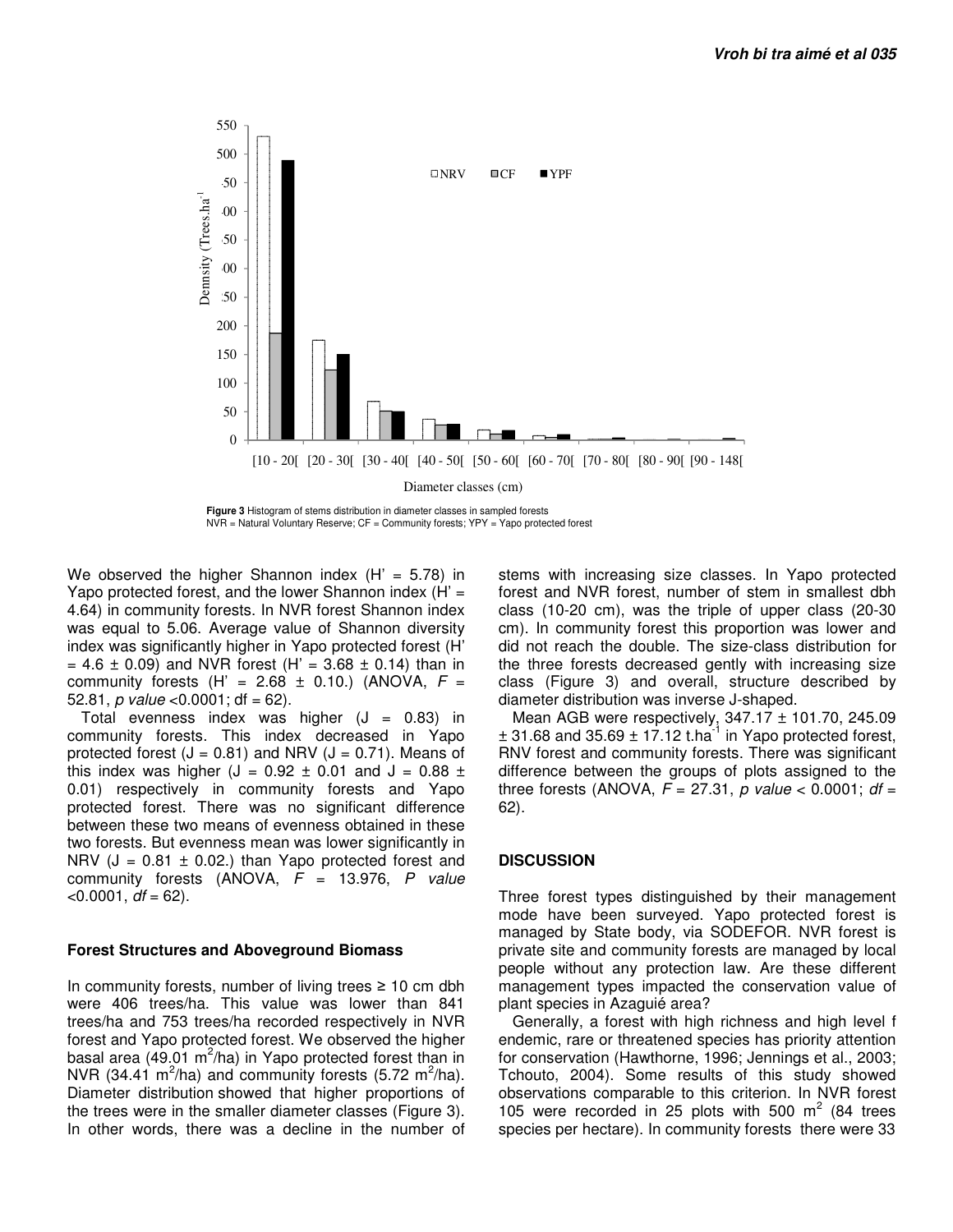Figure 3 Histogram of stems distribution in diameter classes in sampled forests
NVR = Natural Voluntary Reserve; CF = Community forests; YPY = Yapo protected forest

We observed the higher Shannon index (H' = 5.78) in Yapo protected forest, and the lower Shannon index (H' = 4.64) in community forests. In NVR forest Shannon index was equal to 5.06. Average value of Shannon diversity index was significantly higher in Yapo protected forest (H' = 4.6 ± 0.09) and NVR forest (H' = 3.68 ± 0.14) than in community forests (H' = 2.68 ± 0.10.) (ANOVA, $F$ = 52.81, *p value* <0.0001; df = 62).

Total evenness index was higher (J = 0.83) in community forests. This index decreased in Yapo protected forest (J = 0.81) and NRV (J = 0.71). Means of this index was higher (J = 0.92 ± 0.01 and J = 0.88 ± 0.01) respectively in community forests and Yapo protected forest. There was no significant difference between these two means of evenness obtained in these two forests. But evenness mean was lower significantly in NRV (J = 0.81 ± 0.02.) than Yapo protected forest and community forests (ANOVA, $F$ = 13.976, *P value* <0.0001, *df* = 62).

### Forest Structures and Aboveground Biomass

In community forests, number of living trees ≥ 10 cm dbh were 406 trees/ha. This value was lower than 841 trees/ha and 753 trees/ha recorded respectively in NVR forest and Yapo protected forest. We observed the higher basal area (49.01 $m^2$/ha) in Yapo protected forest than in NVR (34.41 $m^2$/ha) and community forests (5.72 $m^2$/ha). Diameter distribution showed that higher proportions of the trees were in the smaller diameter classes (Figure 3). In other words, there was a decline in the number of stems with increasing size classes. In Yapo protected forest and NVR forest, number of stem in smallest dbh class (10-20 cm), was the triple of upper class (20-30 cm). In community forest this proportion was lower and did not reach the double. The size-class distribution for the three forests decreased gently with increasing size class (Figure 3) and overall, structure described by diameter distribution was inverse J-shaped.

Mean AGB were respectively, 347.17 ± 101.70, 245.09 ± 31.68 and 35.69 ± 17.12 $t.ha^{-1}$ in Yapo protected forest, RNV forest and community forests. There was significant difference between the groups of plots assigned to the three forests (ANOVA, $F$ = 27.31, *p value* < 0.0001; *df* = 62).

## DISCUSSION

Three forest types distinguished by their management mode have been surveyed. Yapo protected forest is managed by State body, via SODEFOR. NVR forest is private site and community forests are managed by local people without any protection law. Are these different management types impacted the conservation value of plant species in Azaguié area?

Generally, a forest with high richness and high level f endemic, rare or threatened species has priority attention for conservation (Hawthorne, 1996; Jennings et al., 2003; Tchouto, 2004). Some results of this study showed observations comparable to this criterion. In NVR forest 105 were recorded in 25 plots with 500 $m^2$ (84 trees species per hectare). In community forests there were 33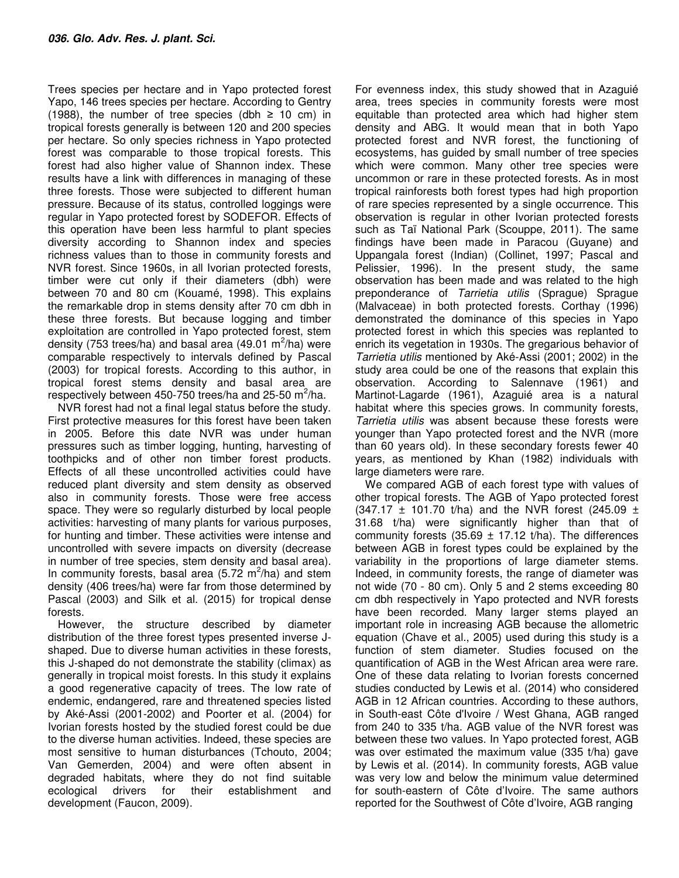Trees species per hectare and in Yapo protected forest Yapo, 146 trees species per hectare. According to Gentry (1988), the number of tree species (dbh ≥ 10 cm) in tropical forests generally is between 120 and 200 species per hectare. So only species richness in Yapo protected forest was comparable to those tropical forests. This forest had also higher value of Shannon index. These results have a link with differences in managing of these three forests. Those were subjected to different human pressure. Because of its status, controlled loggings were regular in Yapo protected forest by SODEFOR. Effects of this operation have been less harmful to plant species diversity according to Shannon index and species richness values than to those in community forests and NVR forest. Since 1960s, in all Ivorian protected forests, timber were cut only if their diameters (dbh) were between 70 and 80 cm (Kouamé, 1998). This explains the remarkable drop in stems density after 70 cm dbh in these three forests. But because logging and timber exploitation are controlled in Yapo protected forest, stem density (753 trees/ha) and basal area (49.01 $m^2$/ha) were comparable respectively to intervals defined by Pascal (2003) for tropical forests. According to this author, in tropical forest stems density and basal area are respectively between 450-750 trees/ha and 25-50 $m^2$/ha.

NVR forest had not a final legal status before the study. First protective measures for this forest have been taken in 2005. Before this date NVR was under human pressures such as timber logging, hunting, harvesting of toothpicks and of other non timber forest products. Effects of all these uncontrolled activities could have reduced plant diversity and stem density as observed also in community forests. Those were free access space. They were so regularly disturbed by local people activities: harvesting of many plants for various purposes, for hunting and timber. These activities were intense and uncontrolled with severe impacts on diversity (decrease in number of tree species, stem density and basal area). In community forests, basal area (5.72 $m^2$/ha) and stem density (406 trees/ha) were far from those determined by Pascal (2003) and Silk et al. (2015) for tropical dense forests.

However, the structure described by diameter distribution of the three forest types presented inverse J-shaped. Due to diverse human activities in these forests, this J-shaped do not demonstrate the stability (climax) as generally in tropical moist forests. In this study it explains a good regenerative capacity of trees. The low rate of endemic, endangered, rare and threatened species listed by Aké-Assi (2001-2002) and Poorter et al. (2004) for Ivorian forests hosted by the studied forest could be due to the diverse human activities. Indeed, these species are most sensitive to human disturbances (Tchouto, 2004; Van Gemerden, 2004) and were often absent in degraded habitats, where they do not find suitable ecological drivers for their establishment and development (Faucon, 2009).

For evenness index, this study showed that in Azaguié area, trees species in community forests were most equitable than protected area which had higher stem density and ABG. It would mean that in both Yapo protected forest and NVR forest, the functioning of ecosystems, has guided by small number of tree species which were common. Many other tree species were uncommon or rare in these protected forests. As in most tropical rainforests both forest types had high proportion of rare species represented by a single occurrence. This observation is regular in other Ivorian protected forests such as Taï National Park (Scouppe, 2011). The same findings have been made in Paracou (Guyane) and Uppangala forest (Indian) (Collinet, 1997; Pascal and Pelissier, 1996). In the present study, the same observation has been made and was related to the high preponderance of *Tarrietia utilis* (Sprague) Sprague (Malvaceae) in both protected forests. Corthay (1996) demonstrated the dominance of this species in Yapo protected forest in which this species was replanted to enrich its vegetation in 1930s. The gregarious behavior of *Tarrietia utilis* mentioned by Aké-Assi (2001; 2002) in the study area could be one of the reasons that explain this observation. According to Salennave (1961) and Martinot-Lagarde (1961), Azaguié area is a natural habitat where this species grows. In community forests, *Tarrietia utilis* was absent because these forests were younger than Yapo protected forest and the NVR (more than 60 years old). In these secondary forests fewer 40 years, as mentioned by Khan (1982) individuals with large diameters were rare.

We compared AGB of each forest type with values of other tropical forests. The AGB of Yapo protected forest (347.17 ± 101.70 t/ha) and the NVR forest (245.09 ± 31.68 t/ha) were significantly higher than that of community forests (35.69 ± 17.12 t/ha). The differences between AGB in forest types could be explained by the variability in the proportions of large diameter stems. Indeed, in community forests, the range of diameter was not wide (70 - 80 cm). Only 5 and 2 stems exceeding 80 cm dbh respectively in Yapo protected and NVR forests have been recorded. Many larger stems played an important role in increasing AGB because the allometric equation (Chave et al., 2005) used during this study is a function of stem diameter. Studies focused on the quantification of AGB in the West African area were rare. One of these data relating to Ivorian forests concerned studies conducted by Lewis et al. (2014) who considered AGB in 12 African countries. According to these authors, in South-east Côte d'Ivoire / West Ghana, AGB ranged from 240 to 335 t/ha. AGB value of the NVR forest was between these two values. In Yapo protected forest, AGB was over estimated the maximum value (335 t/ha) gave by Lewis et al. (2014). In community forests, AGB value was very low and below the minimum value determined for south-eastern of Côte d'Ivoire. The same authors reported for the Southwest of Côte d'Ivoire, AGB ranging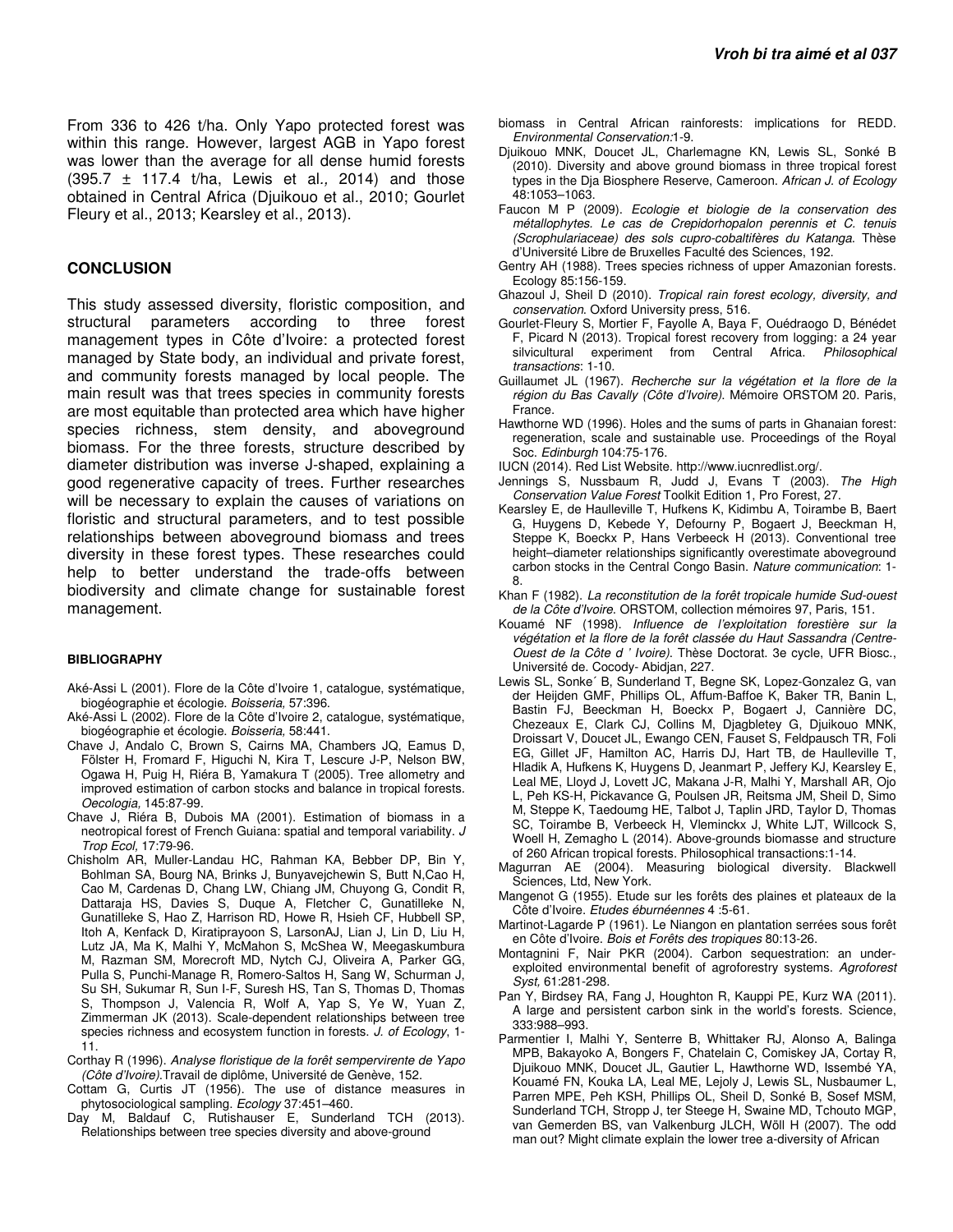From 336 to 426 t/ha. Only Yapo protected forest was within this range. However, largest AGB in Yapo forest was lower than the average for all dense humid forests (395.7 ± 117.4 t/ha, Lewis et al*.,* 2014) and those obtained in Central Africa (Djuikouo et al., 2010; Gourlet Fleury et al., 2013; Kearsley et al., 2013).

## CONCLUSION

This study assessed diversity, floristic composition, and structural parameters according to three forest management types in Côte d'Ivoire: a protected forest managed by State body, an individual and private forest, and community forests managed by local people. The main result was that trees species in community forests are most equitable than protected area which have higher species richness, stem density, and aboveground biomass. For the three forests, structure described by diameter distribution was inverse J-shaped, explaining a good regenerative capacity of trees. Further researches will be necessary to explain the causes of variations on floristic and structural parameters, and to test possible relationships between aboveground biomass and trees diversity in these forest types. These researches could help to better understand the trade-offs between biodiversity and climate change for sustainable forest management.

### BIBLIOGRAPHY

Aké-Assi L (2001). Flore de la Côte d'Ivoire 1, catalogue, systématique, biogéographie et écologie. *Boisseria,* 57:396.

Aké-Assi L (2002). Flore de la Côte d'Ivoire 2, catalogue, systématique, biogéographie et écologie. *Boisseria*, 58:441.

Chave J, Andalo C, Brown S, Cairns MA, Chambers JQ, Eamus D, Fölster H, Fromard F, Higuchi N, Kira T, Lescure J-P, Nelson BW, Ogawa H, Puig H, Riéra B, Yamakura T (2005). Tree allometry and improved estimation of carbon stocks and balance in tropical forests. *Oecologia,* 145:87-99.

Chave J, Riéra B, Dubois MA (2001). Estimation of biomass in a neotropical forest of French Guiana: spatial and temporal variability. *J Trop Ecol*, 17:79-96.

Chisholm AR, Muller-Landau HC, Rahman KA, Bebber DP, Bin Y, Bohlman SA, Bourg NA, Brinks J, Bunyavejchewin S, Butt N,Cao H, Cao M, Cardenas D, Chang LW, Chiang JM, Chuyong G, Condit R, Dattaraja HS, Davies S, Duque A, Fletcher C, Gunatilleke N, Gunatilleke S, Hao Z, Harrison RD, Howe R, Hsieh CF, Hubbell SP, Itoh A, Kenfack D, Kiratiprayoon S, LarsonAJ, Lian J, Lin D, Liu H, Lutz JA, Ma K, Malhi Y, McMahon S, McShea W, Meegaskumbura M, Razman SM, Morecroft MD, Nytch CJ, Oliveira A, Parker GG, Pulla S, Punchi-Manage R, Romero-Saltos H, Sang W, Schurman J, Su SH, Sukumar R, Sun I-F, Suresh HS, Tan S, Thomas D, Thomas S, Thompson J, Valencia R, Wolf A, Yap S, Ye W, Yuan Z, Zimmerman JK (2013). Scale-dependent relationships between tree species richness and ecosystem function in forests. *J. of Ecology*, 1-11.

Corthay R (1996). *Analyse floristique de la forêt sempervirente de Yapo (Côte d'Ivoire).*Travail de diplôme, Université de Genève, 152.

Cottam G, Curtis JT (1956). The use of distance measures in phytosociological sampling. *Ecology* 37:451–460.

Day M, Baldauf C, Rutishauser E, Sunderland TCH (2013). Relationships between tree species diversity and above-ground biomass in Central African rainforests: implications for REDD. *Environmental Conservation*:1-9.

Djuikouo MNK, Doucet JL, Charlemagne KN, Lewis SL, Sonké B (2010). Diversity and above ground biomass in three tropical forest types in the Dja Biosphere Reserve, Cameroon. *African J. of Ecology* 48:1053–1063.

Faucon M P (2009). *Ecologie et biologie de la conservation des métallophytes. Le cas de Crepidorhopalon perennis et C. tenuis (Scrophulariaceae) des sols cupro-cobaltifères du Katanga*. Thèse d'Université Libre de Bruxelles Faculté des Sciences, 192.

Gentry AH (1988). Trees species richness of upper Amazonian forests. Ecology 85:156-159.

Ghazoul J, Sheil D (2010). *Tropical rain forest ecology, diversity, and conservation*. Oxford University press, 516.

Gourlet-Fleury S, Mortier F, Fayolle A, Baya F, Ouédraogo D, Bénédet F, Picard N (2013). Tropical forest recovery from logging: a 24 year silvicultural experiment from Central Africa. *Philosophical transactions*: 1-10.

Guillaumet JL (1967). *Recherche sur la végétation et la flore de la région du Bas Cavally (Côte d'Ivoire)*. Mémoire ORSTOM 20. Paris, France.

Hawthorne WD (1996). Holes and the sums of parts in Ghanaian forest: regeneration, scale and sustainable use. Proceedings of the Royal Soc. *Edinburgh* 104:75-176.

IUCN (2014). Red List Website. http://www.iucnredlist.org/.

Jennings S, Nussbaum R, Judd J, Evans T (2003). *The High Conservation Value Forest* Toolkit Edition 1, Pro Forest, 27.

Kearsley E, de Haulleville T, Hufkens K, Kidimbu A, Toirambe B, Baert G, Huygens D, Kebede Y, Defourny P, Bogaert J, Beeckman H, Steppe K, Boeckx P, Hans Verbeeck H (2013). Conventional tree height–diameter relationships significantly overestimate aboveground carbon stocks in the Central Congo Basin. *Nature communication*: 1-8.

Khan F (1982). *La reconstitution de la forêt tropicale humide Sud-ouest de la Côte d'Ivoire*. ORSTOM, collection mémoires 97, Paris, 151.

Kouamé NF (1998). *Influence de l'exploitation forestière sur la végétation et la flore de la forêt classée du Haut Sassandra (Centre-Ouest de la Côte d ' Ivoire)*. Thèse Doctorat. 3e cycle, UFR Biosc., Université de. Cocody- Abidjan, 227.

Lewis SL, Sonke´ B, Sunderland T, Begne SK, Lopez-Gonzalez G, van der Heijden GMF, Phillips OL, Affum-Baffoe K, Baker TR, Banin L, Bastin FJ, Beeckman H, Boeckx P, Bogaert J, Cannière DC, Chezeaux E, Clark CJ, Collins M, Djagbletey G, Djuikouo MNK, Droissart V, Doucet JL, Ewango CEN, Fauset S, Feldpausch TR, Foli EG, Gillet JF, Hamilton AC, Harris DJ, Hart TB, de Haulleville T, Hladik A, Hufkens K, Huygens D, Jeanmart P, Jeffery KJ, Kearsley E, Leal ME, Lloyd J, Lovett JC, Makana J-R, Malhi Y, Marshall AR, Ojo L, Peh KS-H, Pickavance G, Poulsen JR, Reitsma JM, Sheil D, Simo M, Steppe K, Taedoumg HE, Talbot J, Taplin JRD, Taylor D, Thomas SC, Toirambe B, Verbeeck H, Vleminckx J, White LJT, Willcock S, Woell H, Zemagho L (2014). Above-grounds biomasse and structure of 260 African tropical forests. Philosophical transactions:1-14.

Magurran AE (2004). Measuring biological diversity. Blackwell Sciences, Ltd, New York.

Mangenot G (1955). Etude sur les forêts des plaines et plateaux de la Côte d'Ivoire. *Etudes éburnéennes* 4 :5-61.

Martinot-Lagarde P (1961). Le Niangon en plantation serrées sous forêt en Côte d'Ivoire. *Bois et Forêts des tropiques* 80:13-26.

Montagnini F, Nair PKR (2004). Carbon sequestration: an under-exploited environmental benefit of agroforestry systems. *Agroforest Syst,* 61:281-298.

Pan Y, Birdsey RA, Fang J, Houghton R, Kauppi PE, Kurz WA (2011). A large and persistent carbon sink in the world's forests. Science, 333:988–993.

Parmentier I, Malhi Y, Senterre B, Whittaker RJ, Alonso A, Balinga MPB, Bakayoko A, Bongers F, Chatelain C, Comiskey JA, Cortay R, Djuikouo MNK, Doucet JL, Gautier L, Hawthorne WD, Issembé YA, Kouamé FN, Kouka LA, Leal ME, Lejoly J, Lewis SL, Nusbaumer L, Parren MPE, Peh KSH, Phillips OL, Sheil D, Sonké B, Sosef MSM, Sunderland TCH, Stropp J, ter Steege H, Swaine MD, Tchouto MGP, van Gemerden BS, van Valkenburg JLCH, Wöll H (2007). The odd man out? Might climate explain the lower tree a-diversity of African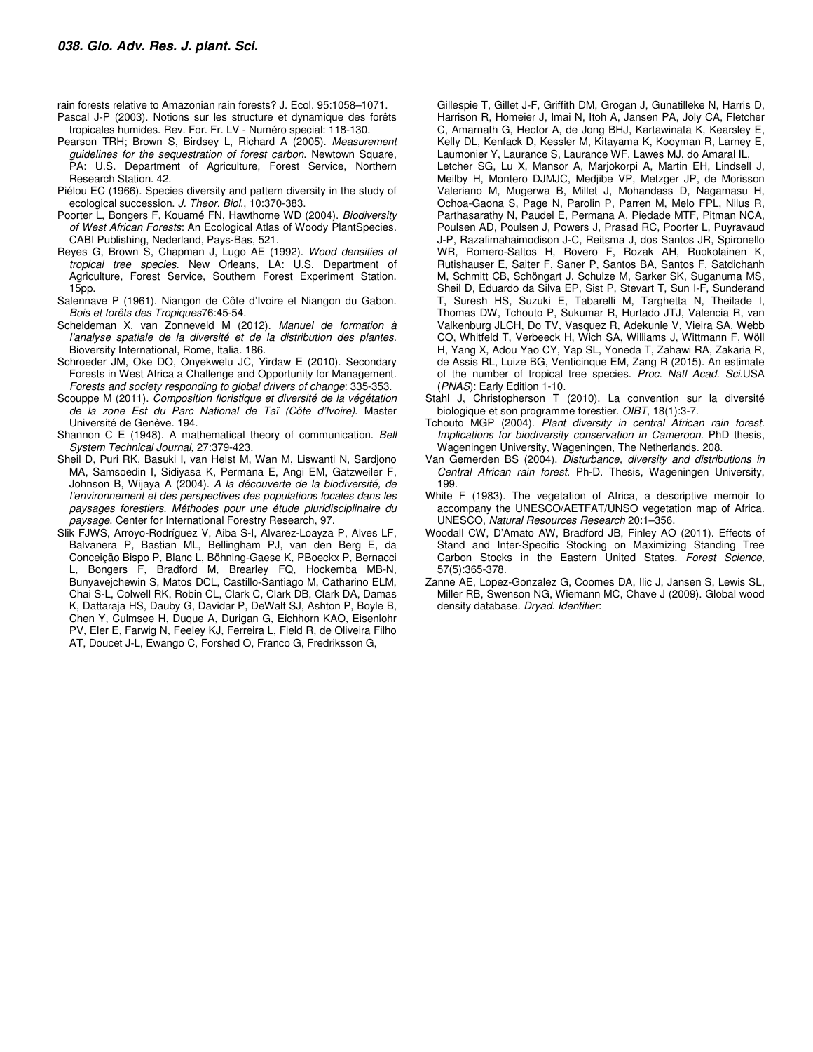rain forests relative to Amazonian rain forests? J. Ecol. 95:1058–1071.

Pascal J-P (2003). Notions sur les structure et dynamique des forêts tropicales humides. Rev. For. Fr. LV - Numéro special: 118-130.

Pearson TRH; Brown S, Birdsey L, Richard A (2005). *Measurement guidelines for the sequestration of forest carbon*. Newtown Square, PA: U.S. Department of Agriculture, Forest Service, Northern Research Station. 42.

Piélou EC (1966). Species diversity and pattern diversity in the study of ecological succession. *J. Theor. Biol.*, 10:370-383.

Poorter L, Bongers F, Kouamé FN, Hawthorne WD (2004). *Biodiversity of West African Forests*: An Ecological Atlas of Woody PlantSpecies. CABI Publishing, Nederland, Pays-Bas, 521.

Reyes G, Brown S, Chapman J, Lugo AE (1992). *Wood densities of tropical tree species*. New Orleans, LA: U.S. Department of Agriculture, Forest Service, Southern Forest Experiment Station. 15pp.

Salennave P (1961). Niangon de Côte d'Ivoire et Niangon du Gabon. *Bois et forêts des Tropiques*76:45-54.

Scheldeman X, van Zonneveld M (2012). *Manuel de formation à l'analyse spatiale de la diversité et de la distribution des plantes*. Bioversity International, Rome, Italia. 186.

Schroeder JM, Oke DO, Onyekwelu JC, Yirdaw E (2010). Secondary Forests in West Africa a Challenge and Opportunity for Management. *Forests and society responding to global drivers of change*: 335-353.

Scouppe M (2011). *Composition floristique et diversité de la végétation de la zone Est du Parc National de Taï (Côte d'Ivoire)*. Master Université de Genève. 194.

Shannon C E (1948). A mathematical theory of communication. *Bell System Technical Journal,* 27:379-423.

Sheil D, Puri RK, Basuki I, van Heist M, Wan M, Liswanti N, Sardjono MA, Samsoedin I, Sidiyasa K, Permana E, Angi EM, Gatzweiler F, Johnson B, Wijaya A (2004). *A la découverte de la biodiversité, de l'environnement et des perspectives des populations locales dans les paysages forestiers. Méthodes pour une étude pluridisciplinaire du paysage*. Center for International Forestry Research, 97.

Slik FJWS, Arroyo-Rodríguez V, Aiba S-I, Alvarez-Loayza P, Alves LF, Balvanera P, Bastian ML, Bellingham PJ, van den Berg E, da Conceição Bispo P, Blanc L, Böhning-Gaese K, PBoeckx P, Bernacci L, Bongers F, Bradford M, Brearley FQ, Hockemba MB-N, Bunyavejchewin S, Matos DCL, Castillo-Santiago M, Catharino ELM, Chai S-L, Colwell RK, Robin CL, Clark C, Clark DB, Clark DA, Damas K, Dattaraja HS, Dauby G, Davidar P, DeWalt SJ, Ashton P, Boyle B, Chen Y, Culmsee H, Duque A, Durigan G, Eichhorn KAO, Eisenlohr PV, Eler E, Farwig N, Feeley KJ, Ferreira L, Field R, de Oliveira Filho AT, Doucet J-L, Ewango C, Forshed O, Franco G, Fredriksson G, Gillespie T, Gillet J-F, Griffith DM, Grogan J, Gunatilleke N, Harris D, Harrison R, Homeier J, Imai N, Itoh A, Jansen PA, Joly CA, Fletcher C, Amarnath G, Hector A, de Jong BHJ, Kartawinata K, Kearsley E, Kelly DL, Kenfack D, Kessler M, Kitayama K, Kooyman R, Larney E, Laumonier Y, Laurance S, Laurance WF, Lawes MJ, do Amaral IL, Letcher SG, Lu X, Mansor A, Marjokorpi A, Martin EH, Lindsell J, Meilby H, Montero DJMJC, Medjibe VP, Metzger JP, de Morisson Valeriano M, Mugerwa B, Millet J, Mohandass D, Nagamasu H, Ochoa-Gaona S, Page N, Parolin P, Parren M, Melo FPL, Nilus R, Parthasarathy N, Paudel E, Permana A, Piedade MTF, Pitman NCA, Poulsen AD, Poulsen J, Powers J, Prasad RC, Poorter L, Puyravaud J-P, Razafimahaimodison J-C, Reitsma J, dos Santos JR, Spironello WR, Romero-Saltos H, Rovero F, Rozak AH, Ruokolainen K, Rutishauser E, Saiter F, Saner P, Santos BA, Santos F, Satdichanh M, Schmitt CB, Schöngart J, Schulze M, Sarker SK, Suganuma MS, Sheil D, Eduardo da Silva EP, Sist P, Stevart T, Sun I-F, Sunderand T, Suresh HS, Suzuki E, Tabarelli M, Targhetta N, Theilade I, Thomas DW, Tchouto P, Sukumar R, Hurtado JTJ, Valencia R, van Valkenburg JLCH, Do TV, Vasquez R, Adekunle V, Vieira SA, Webb CO, Whitfeld T, Verbeeck H, Wich SA, Williams J, Wittmann F, Wöll H, Yang X, Adou Yao CY, Yap SL, Yoneda T, Zahawi RA, Zakaria R, de Assis RL, Luize BG, Venticinque EM, Zang R (2015). An estimate of the number of tropical tree species. *Proc. Natl Acad. Sci.*USA (*PNAS*): Early Edition 1-10.

Stahl J, Christopherson T (2010). La convention sur la diversité biologique et son programme forestier. *OIBT*, 18(1):3-7.

Tchouto MGP (2004). *Plant diversity in central African rain forest. Implications for biodiversity conservation in Cameroon*. PhD thesis, Wageningen University, Wageningen, The Netherlands. 208.

Van Gemerden BS (2004). *Disturbance, diversity and distributions in Central African rain forest*. Ph-D. Thesis, Wageningen University, 199.

White F (1983). The vegetation of Africa, a descriptive memoir to accompany the UNESCO/AETFAT/UNSO vegetation map of Africa. UNESCO, *Natural Resources Research* 20:1–356.

Woodall CW, D'Amato AW, Bradford JB, Finley AO (2011). Effects of Stand and Inter-Specific Stocking on Maximizing Standing Tree Carbon Stocks in the Eastern United States. *Forest Science*, 57(5):365-378.

Zanne AE, Lopez-Gonzalez G, Coomes DA, Ilic J, Jansen S, Lewis SL, Miller RB, Swenson NG, Wiemann MC, Chave J (2009). Global wood density database. *Dryad. Identifier*: